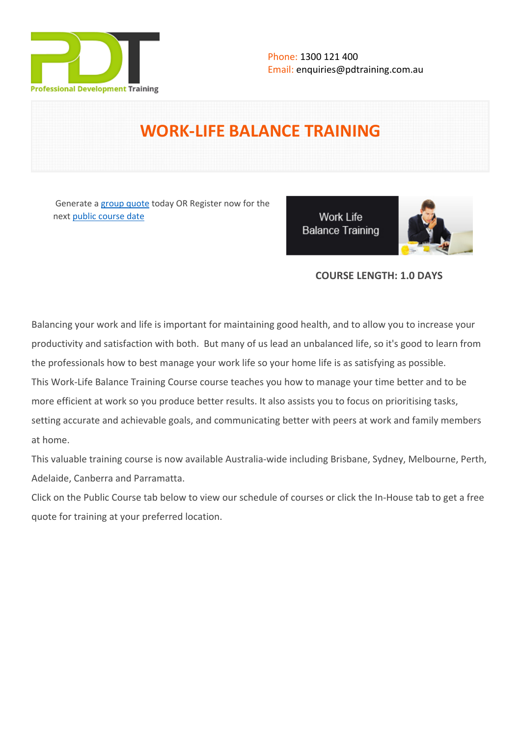Phone: 1300 121 400
Email: enquiries@pdtraining.com.au

# WORK-LIFE BALANCE TRAINING

Generate a group quote today OR Register now for the next public course date

**COURSE LENGTH: 1.0 DAYS**

Balancing your work and life is important for maintaining good health, and to allow you to increase your productivity and satisfaction with both. But many of us lead an unbalanced life, so it's good to learn from the professionals how to best manage your work life so your home life is as satisfying as possible.

This Work-Life Balance Training Course course teaches you how to manage your time better and to be more efficient at work so you produce better results. It also assists you to focus on prioritising tasks, setting accurate and achievable goals, and communicating better with peers at work and family members at home.

This valuable training course is now available Australia-wide including Brisbane, Sydney, Melbourne, Perth, Adelaide, Canberra and Parramatta.

Click on the Public Course tab below to view our schedule of courses or click the In-House tab to get a free quote for training at your preferred location.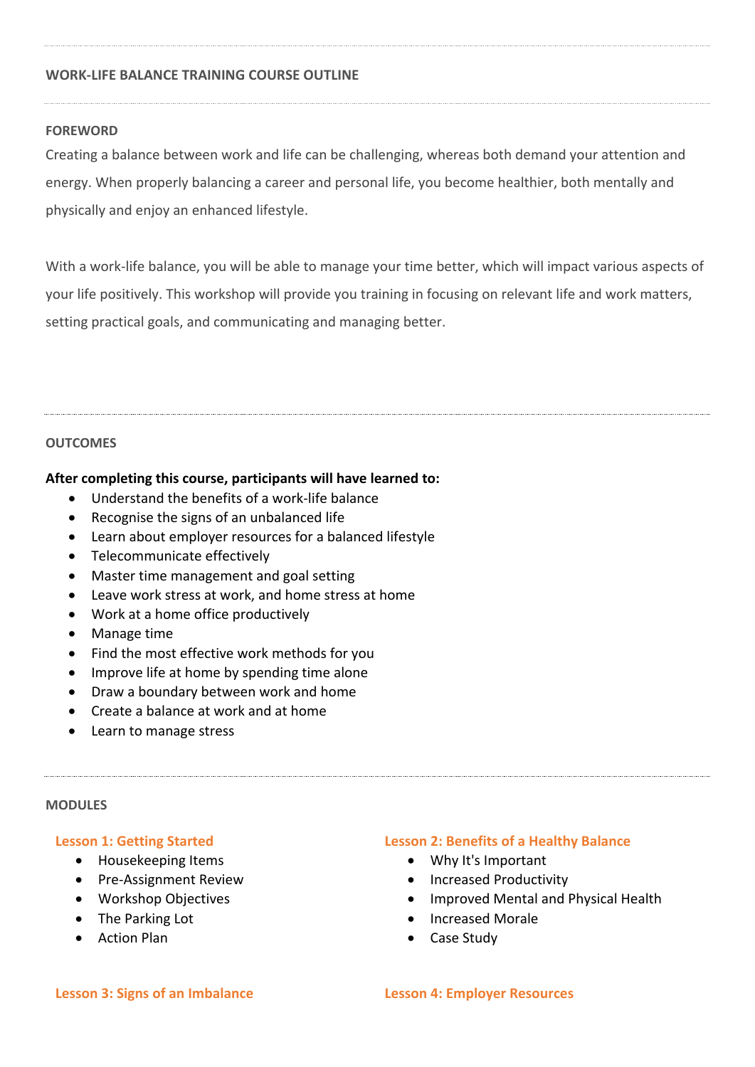## WORK-LIFE BALANCE TRAINING COURSE OUTLINE

### FOREWORD

Creating a balance between work and life can be challenging, whereas both demand your attention and energy. When properly balancing a career and personal life, you become healthier, both mentally and physically and enjoy an enhanced lifestyle.

With a work-life balance, you will be able to manage your time better, which will impact various aspects of your life positively. This workshop will provide you training in focusing on relevant life and work matters, setting practical goals, and communicating and managing better.

### OUTCOMES

**After completing this course, participants will have learned to:**

- Understand the benefits of a work-life balance
- Recognise the signs of an unbalanced life
- Learn about employer resources for a balanced lifestyle
- Telecommunicate effectively
- Master time management and goal setting
- Leave work stress at work, and home stress at home
- Work at a home office productively
- Manage time
- Find the most effective work methods for you
- Improve life at home by spending time alone
- Draw a boundary between work and home
- Create a balance at work and at home
- Learn to manage stress

### MODULES

#### Lesson 1: Getting Started

- Housekeeping Items
- Pre-Assignment Review
- Workshop Objectives
- The Parking Lot
- Action Plan

#### Lesson 2: Benefits of a Healthy Balance

- Why It's Important
- Increased Productivity
- Improved Mental and Physical Health
- Increased Morale
- Case Study

#### Lesson 3: Signs of an Imbalance

#### Lesson 4: Employer Resources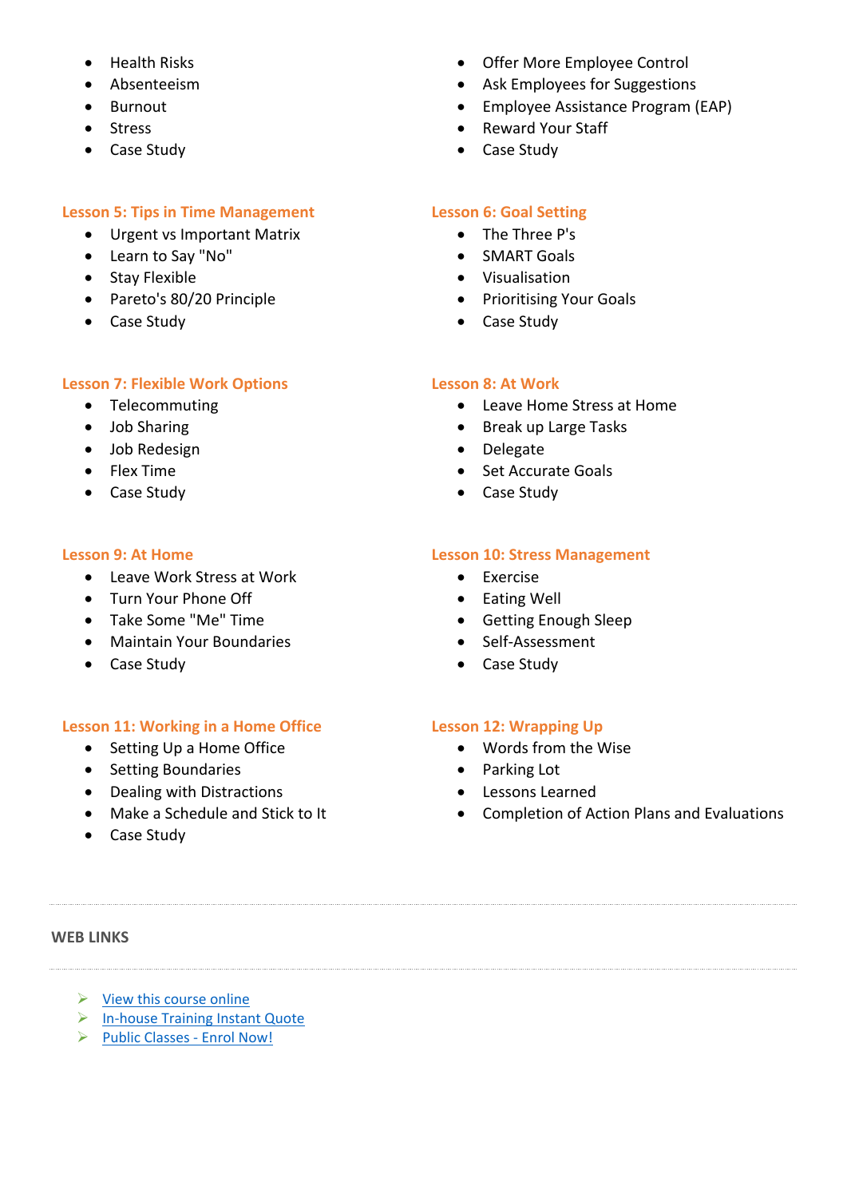- Health Risks
- Absenteeism
- Burnout
- Stress
- Case Study

- Offer More Employee Control
- Ask Employees for Suggestions
- Employee Assistance Program (EAP)
- Reward Your Staff
- Case Study

### Lesson 5: Tips in Time Management

- Urgent vs Important Matrix
- Learn to Say "No"
- Stay Flexible
- Pareto's 80/20 Principle
- Case Study

### Lesson 6: Goal Setting

- The Three P's
- SMART Goals
- Visualisation
- Prioritising Your Goals
- Case Study

### Lesson 7: Flexible Work Options

- Telecommuting
- Job Sharing
- Job Redesign
- Flex Time
- Case Study

### Lesson 8: At Work

- Leave Home Stress at Home
- Break up Large Tasks
- Delegate
- Set Accurate Goals
- Case Study

### Lesson 9: At Home

- Leave Work Stress at Work
- Turn Your Phone Off
- Take Some "Me" Time
- Maintain Your Boundaries
- Case Study

### Lesson 10: Stress Management

- Exercise
- Eating Well
- Getting Enough Sleep
- Self-Assessment
- Case Study

### Lesson 11: Working in a Home Office

- Setting Up a Home Office
- Setting Boundaries
- Dealing with Distractions
- Make a Schedule and Stick to It
- Case Study

### Lesson 12: Wrapping Up

- Words from the Wise
- Parking Lot
- Lessons Learned
- Completion of Action Plans and Evaluations

## WEB LINKS

- View this course online
- In-house Training Instant Quote
- Public Classes - Enrol Now!